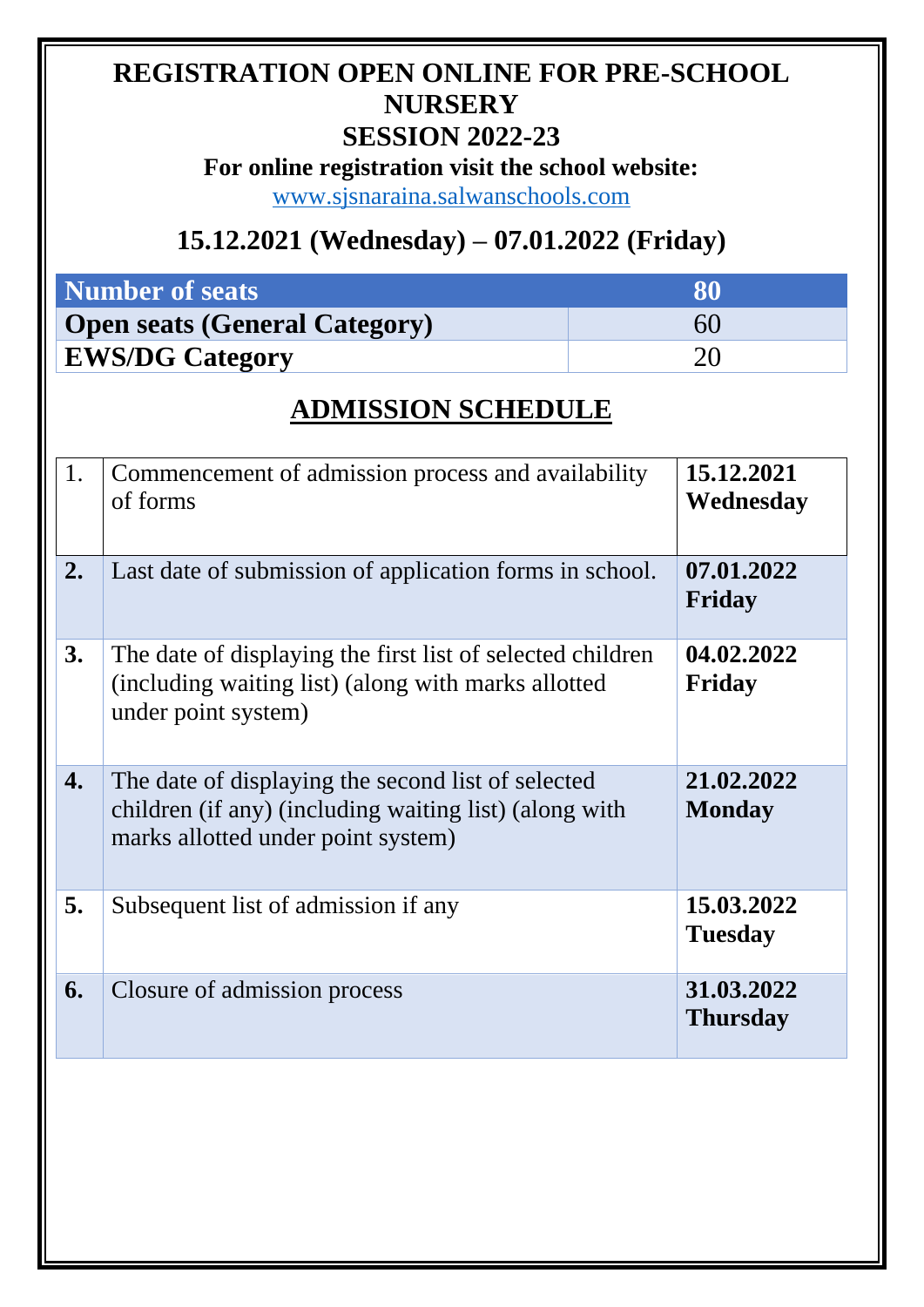# REGISTRATION OPEN ONLINE FOR PRE-SCHOOL NURSERY
# SESSION 2022-23

**For online registration visit the school website:**

www.sjsnaraina.salwanschools.com

## 15.12.2021 (Wednesday) – 07.01.2022 (Friday)

| Number of seats | 80 |
|---|---|
| **Open seats (General Category)** | 60 |
| **EWS/DG Category** | 20 |

## ADMISSION SCHEDULE

| | | |
|---|---|---|
| 1. | Commencement of admission process and availability of forms | **15.12.2021 Wednesday** |
| **2.** | Last date of submission of application forms in school. | **07.01.2022 Friday** |
| **3.** | The date of displaying the first list of selected children (including waiting list) (along with marks allotted under point system) | **04.02.2022 Friday** |
| **4.** | The date of displaying the second list of selected children (if any) (including waiting list) (along with marks allotted under point system) | **21.02.2022 Monday** |
| **5.** | Subsequent list of admission if any | **15.03.2022 Tuesday** |
| **6.** | Closure of admission process | **31.03.2022 Thursday** |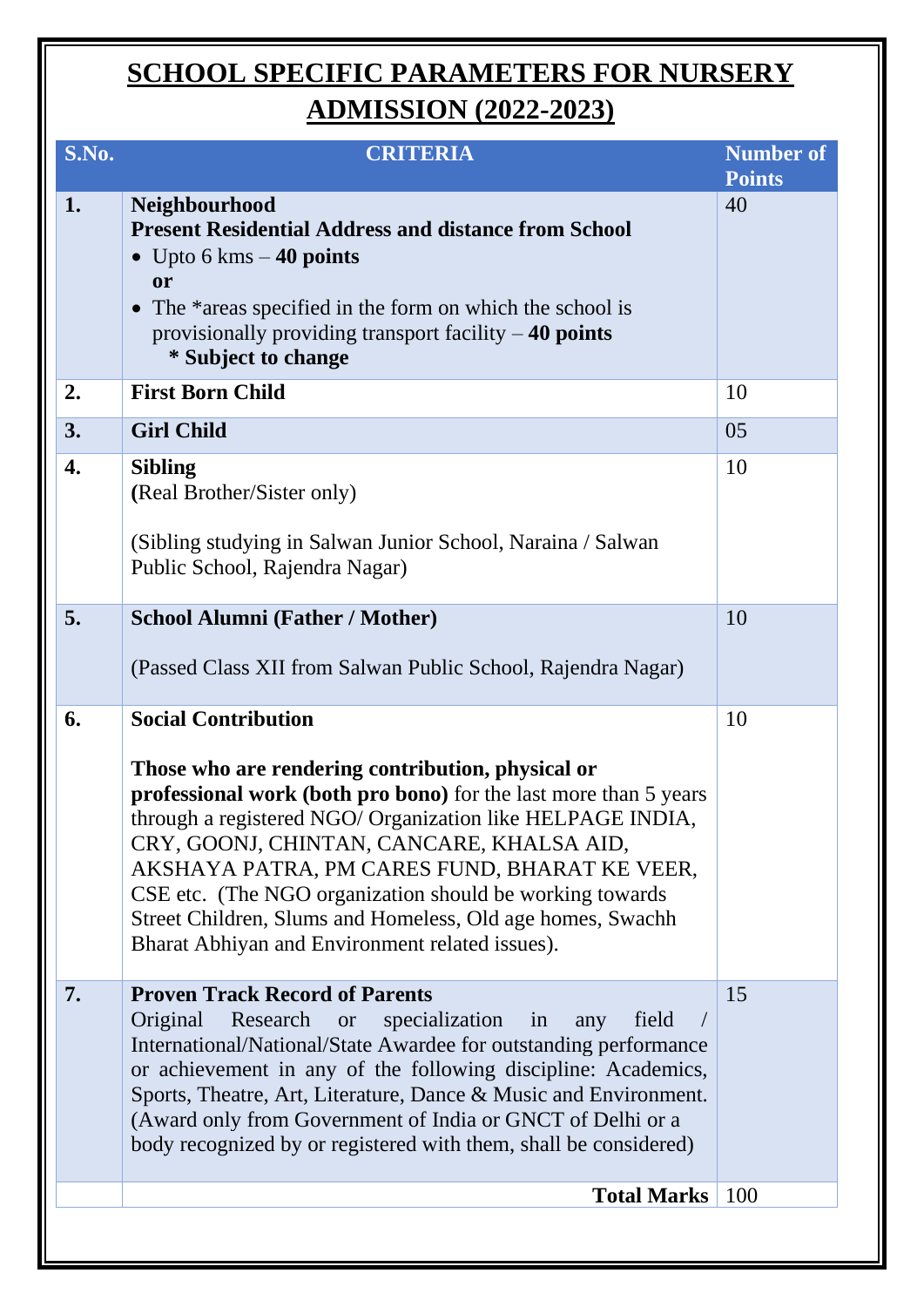# SCHOOL SPECIFIC PARAMETERS FOR NURSERY ADMISSION (2022-2023)

| S.No. | CRITERIA | Number of Points |
|---|---|---|
| 1. | **Neighbourhood**<br>**Present Residential Address and distance from School**<br>• Upto 6 kms – **40 points**<br>**or**<br>• The *areas specified in the form on which the school is provisionally providing transport facility – **40 points**<br>**\* Subject to change** | 40 |
| 2. | **First Born Child** | 10 |
| 3. | **Girl Child** | 05 |
| 4. | **Sibling**<br>**(**Real Brother/Sister only)<br><br>(Sibling studying in Salwan Junior School, Naraina / Salwan Public School, Rajendra Nagar) | 10 |
| 5. | **School Alumni (Father / Mother)**<br><br>(Passed Class XII from Salwan Public School, Rajendra Nagar) | 10 |
| 6. | **Social Contribution**<br><br>**Those who are rendering contribution, physical or professional work (both pro bono)** for the last more than 5 years through a registered NGO/ Organization like HELPAGE INDIA, CRY, GOONJ, CHINTAN, CANCARE, KHALSA AID, AKSHAYA PATRA, PM CARES FUND, BHARAT KE VEER, CSE etc. (The NGO organization should be working towards Street Children, Slums and Homeless, Old age homes, Swachh Bharat Abhiyan and Environment related issues). | 10 |
| 7. | **Proven Track Record of Parents**<br>Original Research or specialization in any field / International/National/State Awardee for outstanding performance or achievement in any of the following discipline: Academics, Sports, Theatre, Art, Literature, Dance & Music and Environment. (Award only from Government of India or GNCT of Delhi or a body recognized by or registered with them, shall be considered) | 15 |
| | **Total Marks** | 100 |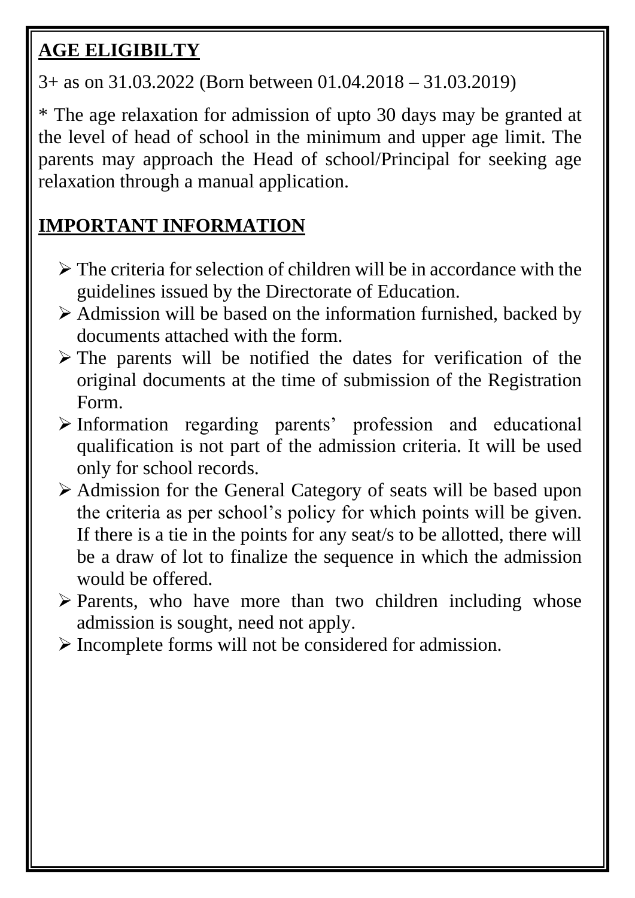## AGE ELIGIBILTY

3+ as on 31.03.2022 (Born between 01.04.2018 – 31.03.2019)

* The age relaxation for admission of upto 30 days may be granted at the level of head of school in the minimum and upper age limit. The parents may approach the Head of school/Principal for seeking age relaxation through a manual application.

## IMPORTANT INFORMATION

- The criteria for selection of children will be in accordance with the guidelines issued by the Directorate of Education.
- Admission will be based on the information furnished, backed by documents attached with the form.
- The parents will be notified the dates for verification of the original documents at the time of submission of the Registration Form.
- Information regarding parents' profession and educational qualification is not part of the admission criteria. It will be used only for school records.
- Admission for the General Category of seats will be based upon the criteria as per school's policy for which points will be given. If there is a tie in the points for any seat/s to be allotted, there will be a draw of lot to finalize the sequence in which the admission would be offered.
- Parents, who have more than two children including whose admission is sought, need not apply.
- Incomplete forms will not be considered for admission.